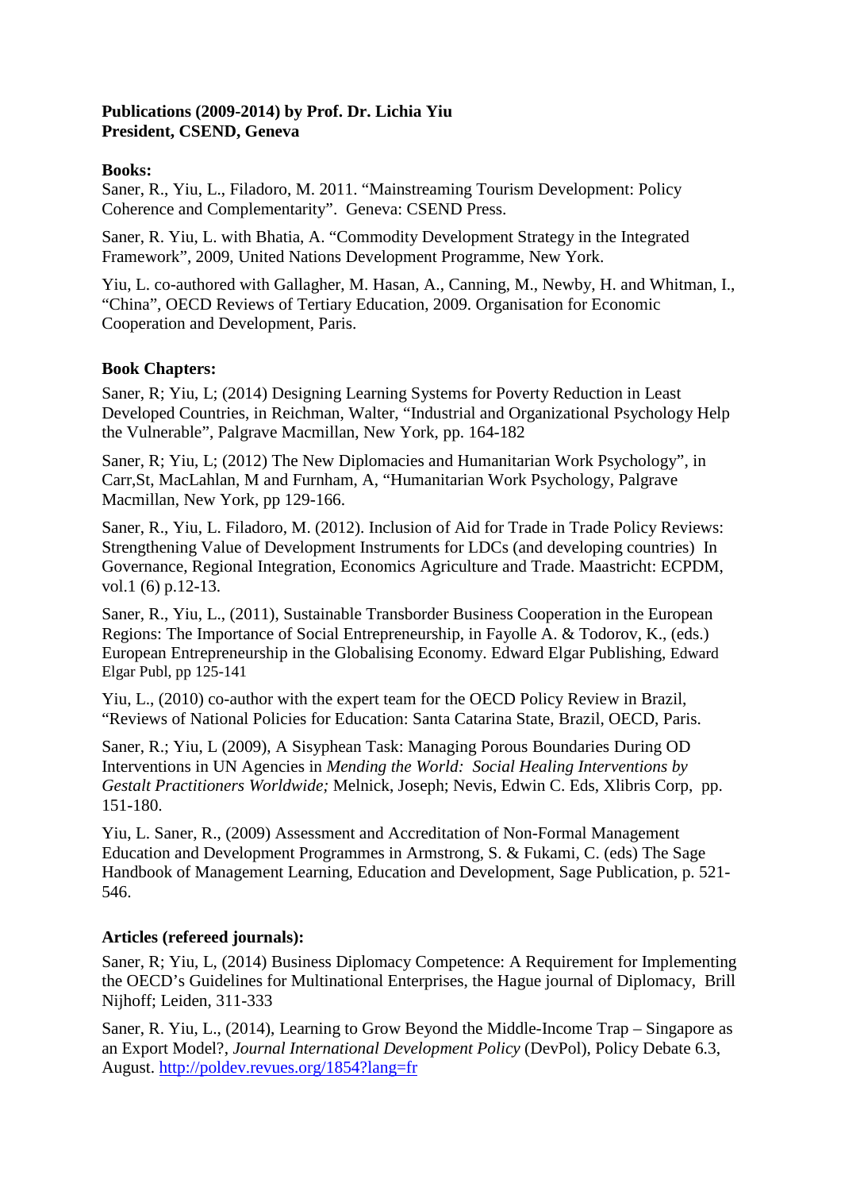**Publications (2009-2014) by Prof. Dr. Lichia Yiu**
**President, CSEND, Geneva**

**Books:**

Saner, R., Yiu, L., Filadoro, M. 2011. "Mainstreaming Tourism Development: Policy Coherence and Complementarity". Geneva: CSEND Press.

Saner, R. Yiu, L. with Bhatia, A. "Commodity Development Strategy in the Integrated Framework", 2009, United Nations Development Programme, New York.

Yiu, L. co-authored with Gallagher, M. Hasan, A., Canning, M., Newby, H. and Whitman, I., "China", OECD Reviews of Tertiary Education, 2009. Organisation for Economic Cooperation and Development, Paris.

**Book Chapters:**

Saner, R; Yiu, L; (2014) Designing Learning Systems for Poverty Reduction in Least Developed Countries, in Reichman, Walter, "Industrial and Organizational Psychology Help the Vulnerable", Palgrave Macmillan, New York, pp. 164-182

Saner, R; Yiu, L; (2012) The New Diplomacies and Humanitarian Work Psychology", in Carr,St, MacLahlan, M and Furnham, A, "Humanitarian Work Psychology, Palgrave Macmillan, New York, pp 129-166.

Saner, R., Yiu, L. Filadoro, M. (2012). Inclusion of Aid for Trade in Trade Policy Reviews: Strengthening Value of Development Instruments for LDCs (and developing countries) In Governance, Regional Integration, Economics Agriculture and Trade. Maastricht: ECPDM, vol.1 (6) p.12-13.

Saner, R., Yiu, L., (2011), Sustainable Transborder Business Cooperation in the European Regions: The Importance of Social Entrepreneurship, in Fayolle A. & Todorov, K., (eds.) European Entrepreneurship in the Globalising Economy. Edward Elgar Publishing, Edward Elgar Publ, pp 125-141

Yiu, L., (2010) co-author with the expert team for the OECD Policy Review in Brazil, "Reviews of National Policies for Education: Santa Catarina State, Brazil, OECD, Paris.

Saner, R.; Yiu, L (2009), A Sisyphean Task: Managing Porous Boundaries During OD Interventions in UN Agencies in *Mending the World: Social Healing Interventions by Gestalt Practitioners Worldwide;* Melnick, Joseph; Nevis, Edwin C. Eds, Xlibris Corp, pp. 151-180.

Yiu, L. Saner, R., (2009) Assessment and Accreditation of Non-Formal Management Education and Development Programmes in Armstrong, S. & Fukami, C. (eds) The Sage Handbook of Management Learning, Education and Development, Sage Publication, p. 521-546.

**Articles (refereed journals):**

Saner, R; Yiu, L, (2014) Business Diplomacy Competence: A Requirement for Implementing the OECD's Guidelines for Multinational Enterprises, the Hague journal of Diplomacy, Brill Nijhoff; Leiden, 311-333

Saner, R. Yiu, L., (2014), Learning to Grow Beyond the Middle-Income Trap – Singapore as an Export Model?, *Journal International Development Policy* (DevPol), Policy Debate 6.3, August. http://poldev.revues.org/1854?lang=fr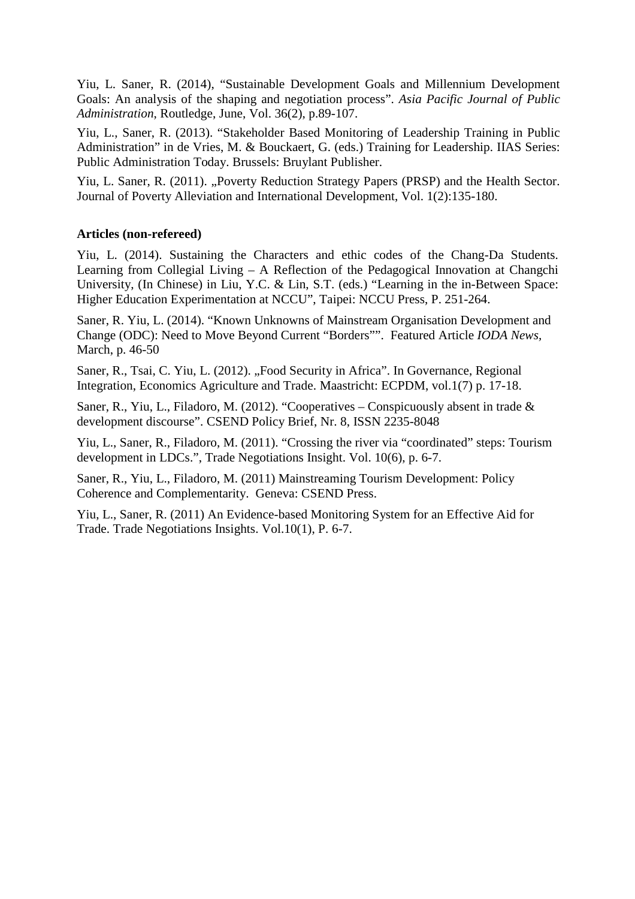Yiu, L. Saner, R. (2014), "Sustainable Development Goals and Millennium Development Goals: An analysis of the shaping and negotiation process". *Asia Pacific Journal of Public Administration*, Routledge, June, Vol. 36(2), p.89-107.

Yiu, L., Saner, R. (2013). "Stakeholder Based Monitoring of Leadership Training in Public Administration" in de Vries, M. & Bouckaert, G. (eds.) Training for Leadership. IIAS Series: Public Administration Today. Brussels: Bruylant Publisher.

Yiu, L. Saner, R. (2011). „Poverty Reduction Strategy Papers (PRSP) and the Health Sector. Journal of Poverty Alleviation and International Development, Vol. 1(2):135-180.

**Articles (non-refereed)**

Yiu, L. (2014). Sustaining the Characters and ethic codes of the Chang-Da Students. Learning from Collegial Living – A Reflection of the Pedagogical Innovation at Changchi University, (In Chinese) in Liu, Y.C. & Lin, S.T. (eds.) "Learning in the in-Between Space: Higher Education Experimentation at NCCU", Taipei: NCCU Press, P. 251-264.

Saner, R. Yiu, L. (2014). "Known Unknowns of Mainstream Organisation Development and Change (ODC): Need to Move Beyond Current "Borders"". Featured Article *IODA News*, March, p. 46-50

Saner, R., Tsai, C. Yiu, L. (2012). „Food Security in Africa". In Governance, Regional Integration, Economics Agriculture and Trade. Maastricht: ECPDM, vol.1(7) p. 17-18.

Saner, R., Yiu, L., Filadoro, M. (2012). "Cooperatives – Conspicuously absent in trade & development discourse". CSEND Policy Brief, Nr. 8, ISSN 2235-8048

Yiu, L., Saner, R., Filadoro, M. (2011). "Crossing the river via "coordinated" steps: Tourism development in LDCs.", Trade Negotiations Insight. Vol. 10(6), p. 6-7.

Saner, R., Yiu, L., Filadoro, M. (2011) Mainstreaming Tourism Development: Policy Coherence and Complementarity. Geneva: CSEND Press.

Yiu, L., Saner, R. (2011) An Evidence-based Monitoring System for an Effective Aid for Trade. Trade Negotiations Insights. Vol.10(1), P. 6-7.